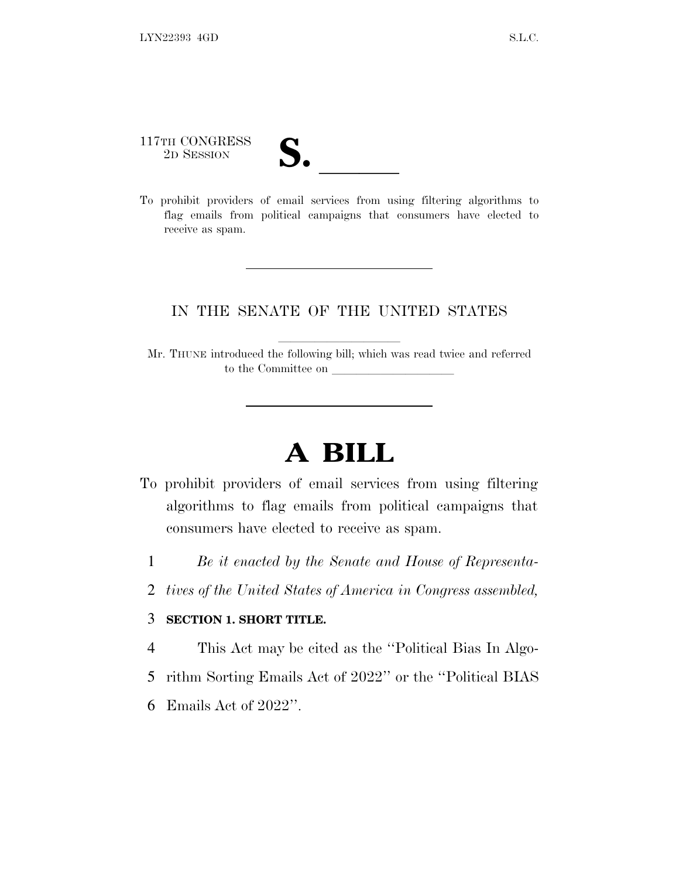117TH CONGRESS
2D SESSION

# S. \_\_\_\_\_\_

To prohibit providers of email services from using filtering algorithms to flag emails from political campaigns that consumers have elected to receive as spam.

---

IN THE SENATE OF THE UNITED STATES

Mr. THUNE introduced the following bill; which was read twice and referred to the Committee on \_\_\_\_\_\_\_\_\_\_\_\_\_\_\_\_\_\_\_\_

---

# A BILL

To prohibit providers of email services from using filtering algorithms to flag emails from political campaigns that consumers have elected to receive as spam.

1 *Be it enacted by the Senate and House of Representa-*
2 *tives of the United States of America in Congress assembled,*

3 **SECTION 1. SHORT TITLE.**

4 This Act may be cited as the ''Political Bias In Algo-
5 rithm Sorting Emails Act of 2022'' or the ''Political BIAS
6 Emails Act of 2022''.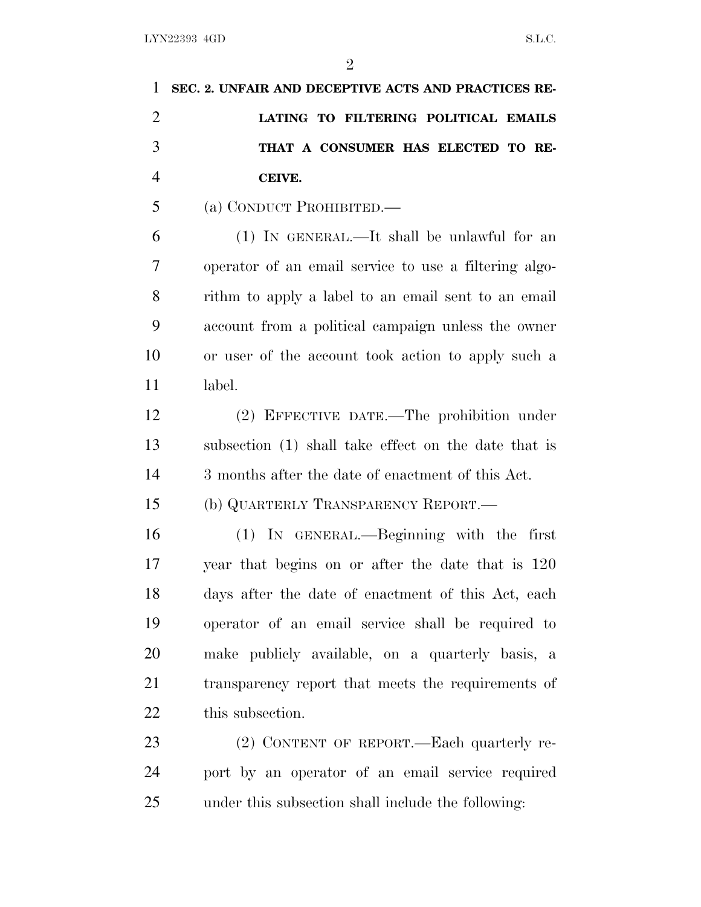**SEC. 2. UNFAIR AND DECEPTIVE ACTS AND PRACTICES RELATING TO FILTERING POLITICAL EMAILS THAT A CONSUMER HAS ELECTED TO RECEIVE.**

(a) CONDUCT PROHIBITED.—

(1) IN GENERAL.—It shall be unlawful for an operator of an email service to use a filtering algorithm to apply a label to an email sent to an email account from a political campaign unless the owner or user of the account took action to apply such a label.

(2) EFFECTIVE DATE.—The prohibition under subsection (1) shall take effect on the date that is 3 months after the date of enactment of this Act.

(b) QUARTERLY TRANSPARENCY REPORT.—

(1) IN GENERAL.—Beginning with the first year that begins on or after the date that is 120 days after the date of enactment of this Act, each operator of an email service shall be required to make publicly available, on a quarterly basis, a transparency report that meets the requirements of this subsection.

(2) CONTENT OF REPORT.—Each quarterly report by an operator of an email service required under this subsection shall include the following: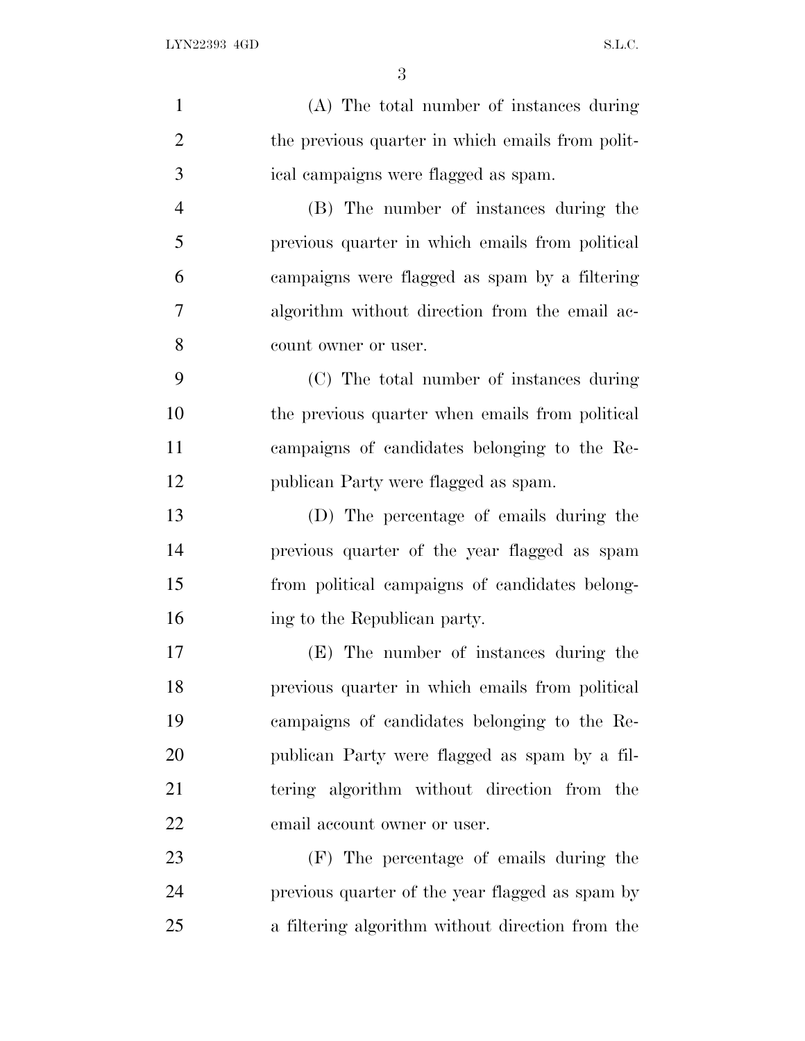(A) The total number of instances during the previous quarter in which emails from political campaigns were flagged as spam.

(B) The number of instances during the previous quarter in which emails from political campaigns were flagged as spam by a filtering algorithm without direction from the email account owner or user.

(C) The total number of instances during the previous quarter when emails from political campaigns of candidates belonging to the Republican Party were flagged as spam.

(D) The percentage of emails during the previous quarter of the year flagged as spam from political campaigns of candidates belonging to the Republican party.

(E) The number of instances during the previous quarter in which emails from political campaigns of candidates belonging to the Republican Party were flagged as spam by a filtering algorithm without direction from the email account owner or user.

(F) The percentage of emails during the previous quarter of the year flagged as spam by a filtering algorithm without direction from the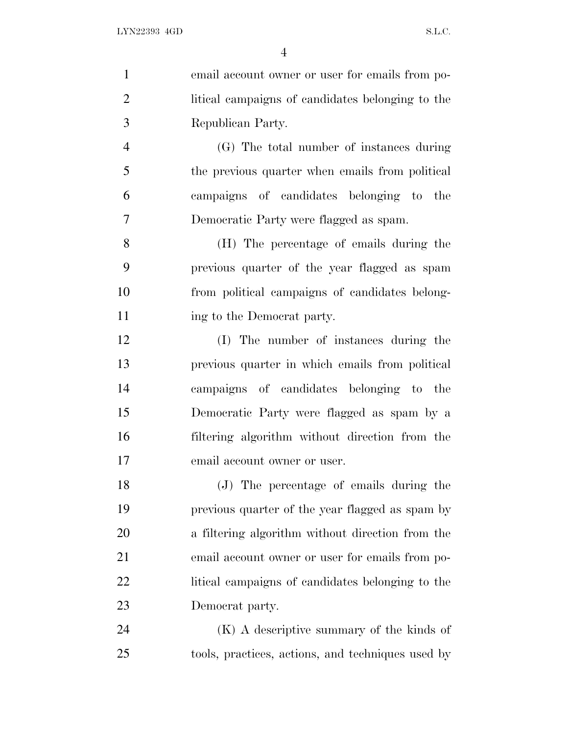email account owner or user for emails from political campaigns of candidates belonging to the Republican Party.

(G) The total number of instances during the previous quarter when emails from political campaigns of candidates belonging to the Democratic Party were flagged as spam.

(H) The percentage of emails during the previous quarter of the year flagged as spam from political campaigns of candidates belonging to the Democrat party.

(I) The number of instances during the previous quarter in which emails from political campaigns of candidates belonging to the Democratic Party were flagged as spam by a filtering algorithm without direction from the email account owner or user.

(J) The percentage of emails during the previous quarter of the year flagged as spam by a filtering algorithm without direction from the email account owner or user for emails from political campaigns of candidates belonging to the Democrat party.

(K) A descriptive summary of the kinds of tools, practices, actions, and techniques used by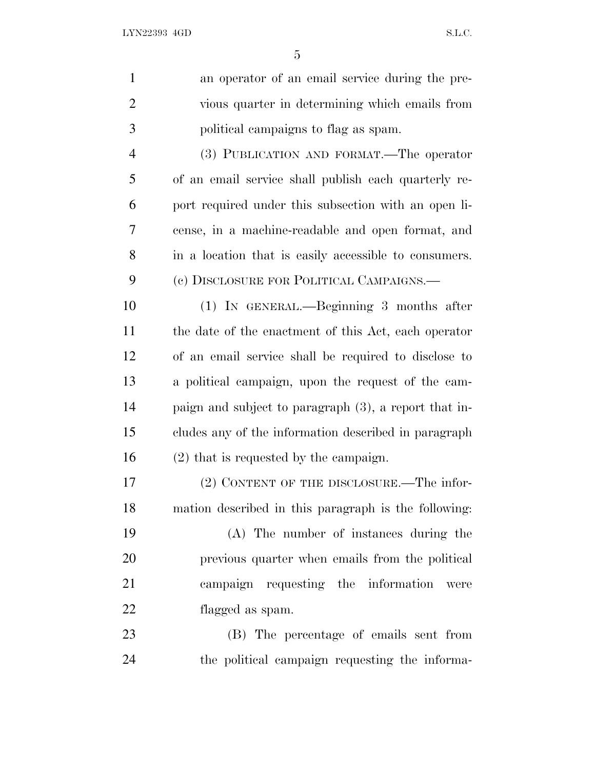an operator of an email service during the previous quarter in determining which emails from political campaigns to flag as spam.

(3) PUBLICATION AND FORMAT.—The operator of an email service shall publish each quarterly report required under this subsection with an open license, in a machine-readable and open format, and in a location that is easily accessible to consumers.

(c) DISCLOSURE FOR POLITICAL CAMPAIGNS.—

(1) IN GENERAL.—Beginning 3 months after the date of the enactment of this Act, each operator of an email service shall be required to disclose to a political campaign, upon the request of the campaign and subject to paragraph (3), a report that includes any of the information described in paragraph (2) that is requested by the campaign.

(2) CONTENT OF THE DISCLOSURE.—The information described in this paragraph is the following:

(A) The number of instances during the previous quarter when emails from the political campaign requesting the information were flagged as spam.

(B) The percentage of emails sent from the political campaign requesting the informa-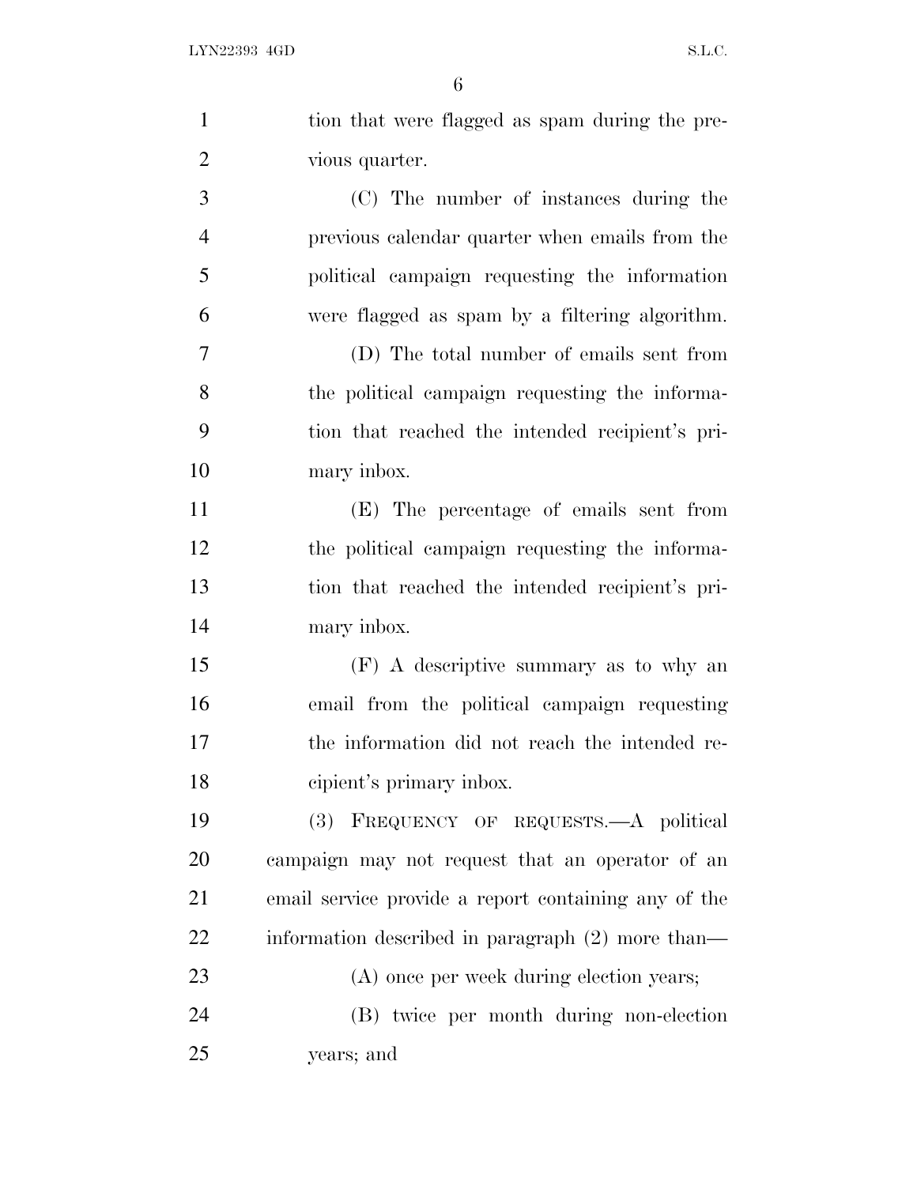tion that were flagged as spam during the previous quarter.

(C) The number of instances during the previous calendar quarter when emails from the political campaign requesting the information were flagged as spam by a filtering algorithm.

(D) The total number of emails sent from the political campaign requesting the information that reached the intended recipient's primary inbox.

(E) The percentage of emails sent from the political campaign requesting the information that reached the intended recipient's primary inbox.

(F) A descriptive summary as to why an email from the political campaign requesting the information did not reach the intended recipient's primary inbox.

(3) FREQUENCY OF REQUESTS.—A political campaign may not request that an operator of an email service provide a report containing any of the information described in paragraph (2) more than—

(A) once per week during election years;

(B) twice per month during non-election years; and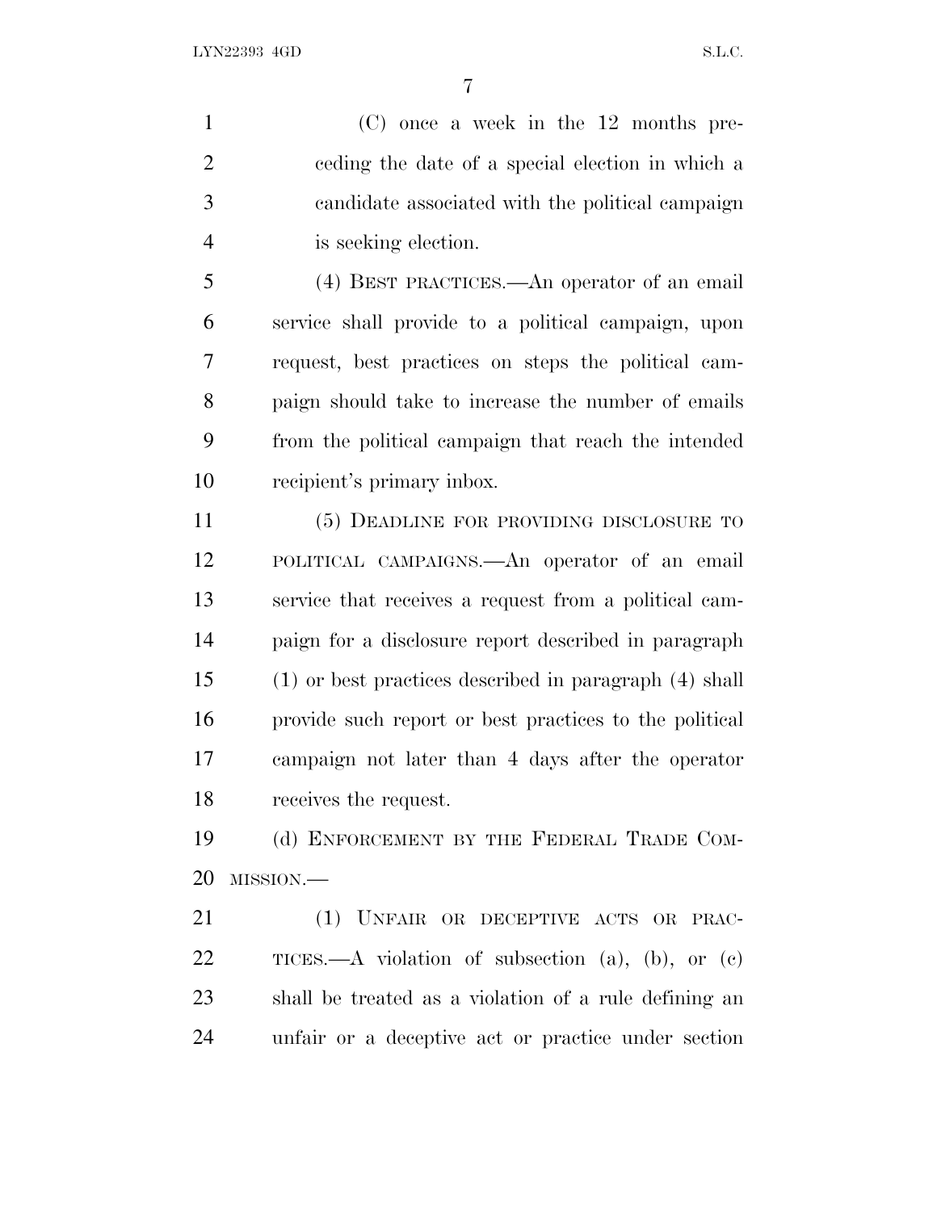(C) once a week in the 12 months preceding the date of a special election in which a candidate associated with the political campaign is seeking election.

(4) BEST PRACTICES.—An operator of an email service shall provide to a political campaign, upon request, best practices on steps the political campaign should take to increase the number of emails from the political campaign that reach the intended recipient's primary inbox.

(5) DEADLINE FOR PROVIDING DISCLOSURE TO POLITICAL CAMPAIGNS.—An operator of an email service that receives a request from a political campaign for a disclosure report described in paragraph (1) or best practices described in paragraph (4) shall provide such report or best practices to the political campaign not later than 4 days after the operator receives the request.

(d) ENFORCEMENT BY THE FEDERAL TRADE COMMISSION.—

(1) UNFAIR OR DECEPTIVE ACTS OR PRACTICES.—A violation of subsection (a), (b), or (c) shall be treated as a violation of a rule defining an unfair or a deceptive act or practice under section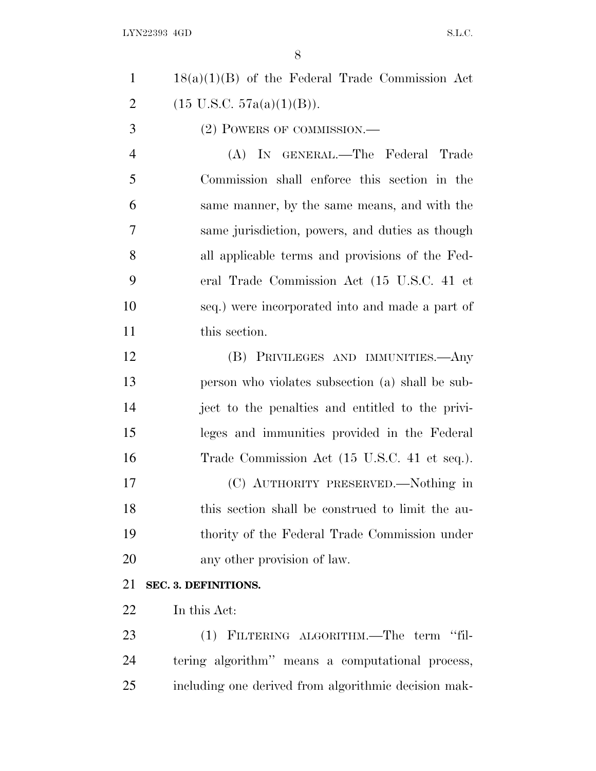18(a)(1)(B) of the Federal Trade Commission Act (15 U.S.C. 57a(a)(1)(B)).

(2) POWERS OF COMMISSION.—

(A) IN GENERAL.—The Federal Trade Commission shall enforce this section in the same manner, by the same means, and with the same jurisdiction, powers, and duties as though all applicable terms and provisions of the Federal Trade Commission Act (15 U.S.C. 41 et seq.) were incorporated into and made a part of this section.

(B) PRIVILEGES AND IMMUNITIES.—Any person who violates subsection (a) shall be subject to the penalties and entitled to the privileges and immunities provided in the Federal Trade Commission Act (15 U.S.C. 41 et seq.).

(C) AUTHORITY PRESERVED.—Nothing in this section shall be construed to limit the authority of the Federal Trade Commission under any other provision of law.

**SEC. 3. DEFINITIONS.**

In this Act:

(1) FILTERING ALGORITHM.—The term "filtering algorithm" means a computational process, including one derived from algorithmic decision mak-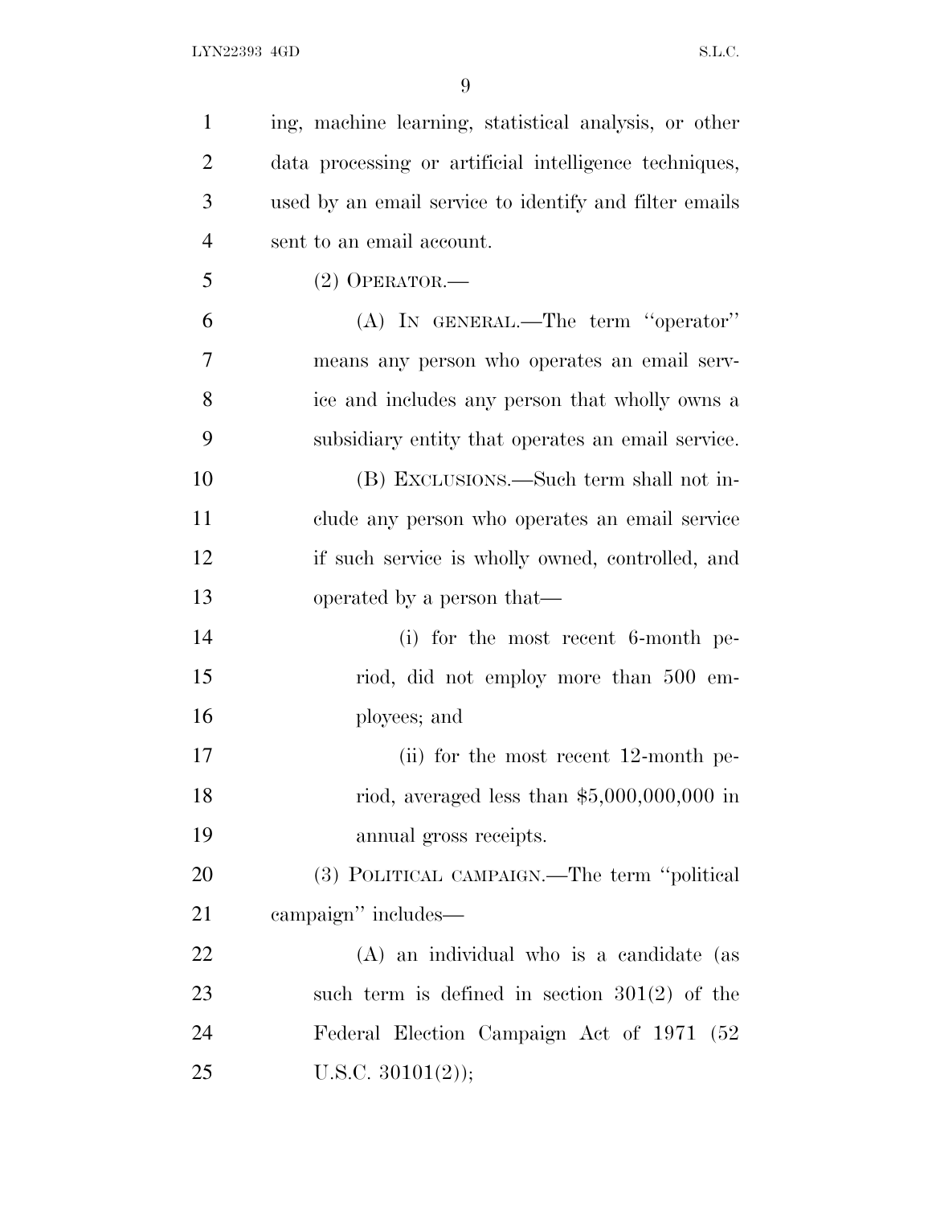ing, machine learning, statistical analysis, or other data processing or artificial intelligence techniques, used by an email service to identify and filter emails sent to an email account.

(2) OPERATOR.—

(A) IN GENERAL.—The term "operator" means any person who operates an email service and includes any person that wholly owns a subsidiary entity that operates an email service.

(B) EXCLUSIONS.—Such term shall not include any person who operates an email service if such service is wholly owned, controlled, and operated by a person that—

(i) for the most recent 6-month period, did not employ more than 500 employees; and

(ii) for the most recent 12-month period, averaged less than $5,000,000,000 in annual gross receipts.

(3) POLITICAL CAMPAIGN.—The term "political campaign" includes—

(A) an individual who is a candidate (as such term is defined in section 301(2) of the Federal Election Campaign Act of 1971 (52 U.S.C. 30101(2));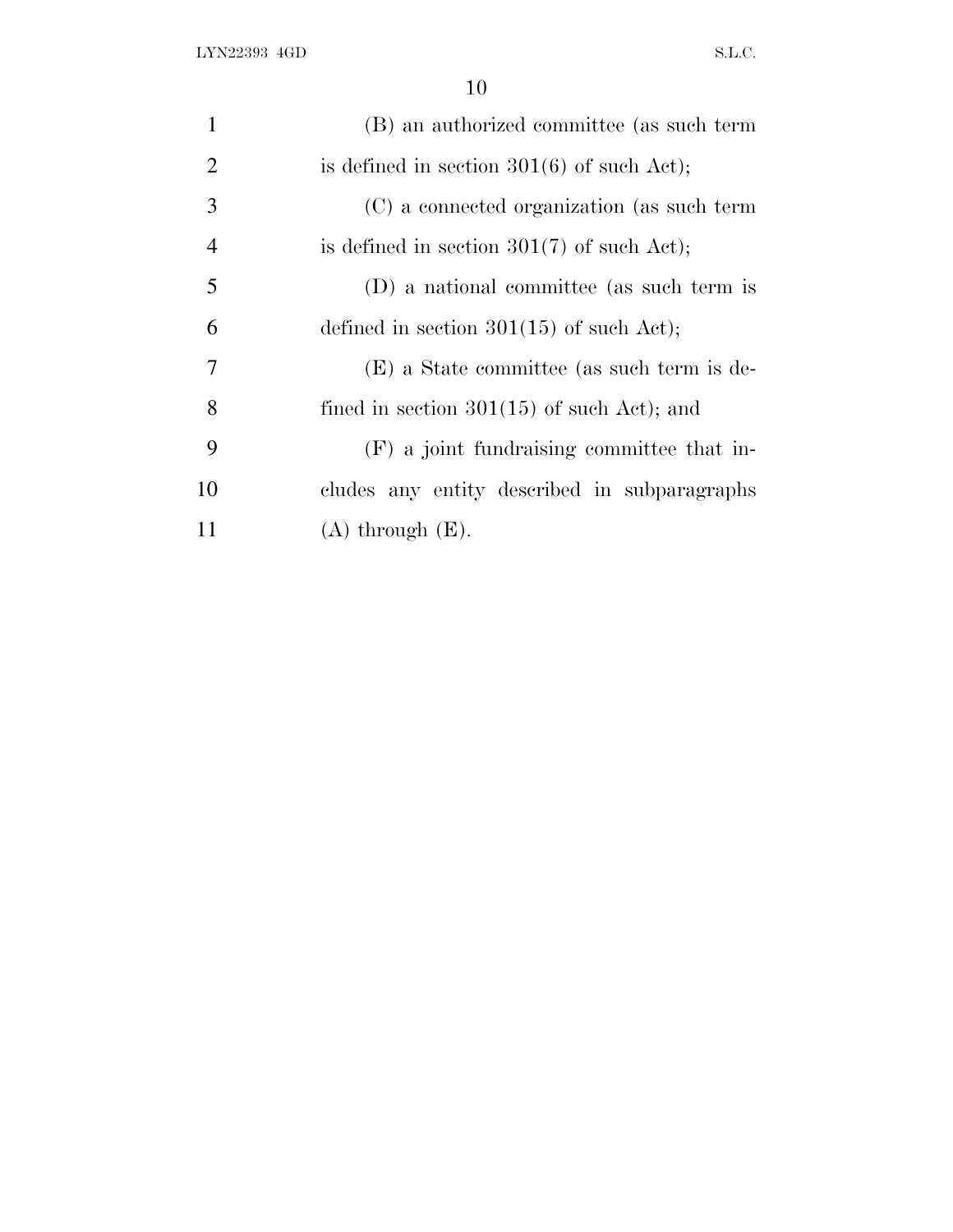(B) an authorized committee (as such term is defined in section 301(6) of such Act);

(C) a connected organization (as such term is defined in section 301(7) of such Act);

(D) a national committee (as such term is defined in section 301(15) of such Act);

(E) a State committee (as such term is defined in section 301(15) of such Act); and

(F) a joint fundraising committee that includes any entity described in subparagraphs (A) through (E).